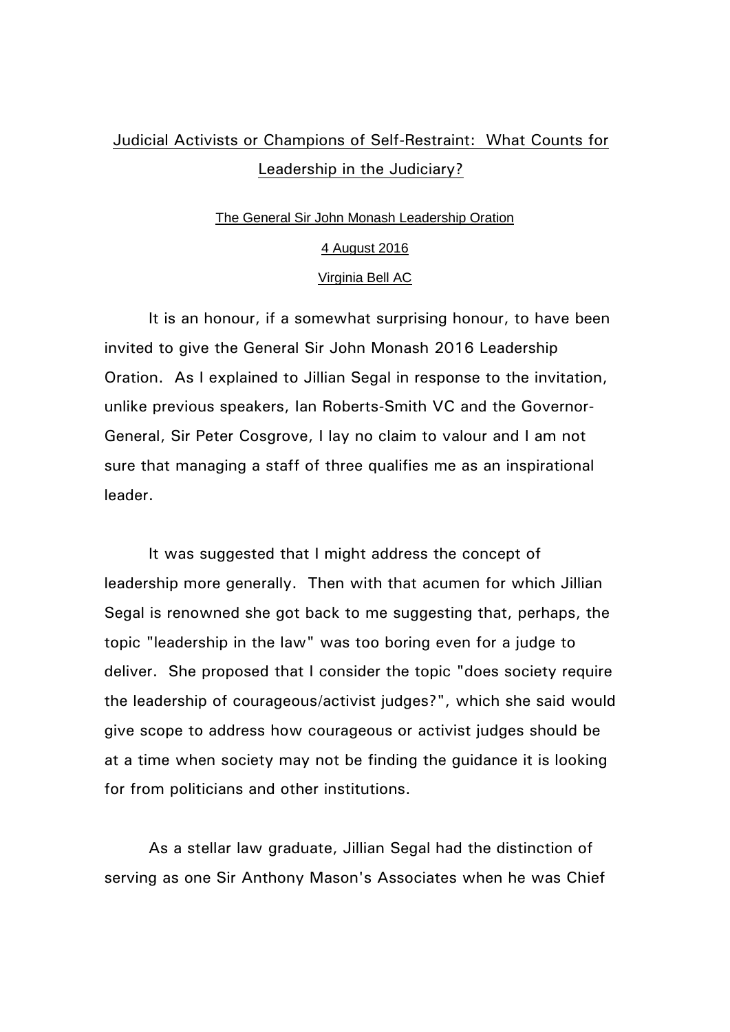# Judicial Activists or Champions of Self-Restraint: What Counts for Leadership in the Judiciary?

The General Sir John Monash Leadership Oration

4 August 2016

Virginia Bell AC

It is an honour, if a somewhat surprising honour, to have been invited to give the General Sir John Monash 2016 Leadership Oration. As I explained to Jillian Segal in response to the invitation, unlike previous speakers, Ian Roberts-Smith VC and the Governor-General, Sir Peter Cosgrove, I lay no claim to valour and I am not sure that managing a staff of three qualifies me as an inspirational leader.

It was suggested that I might address the concept of leadership more generally. Then with that acumen for which Jillian Segal is renowned she got back to me suggesting that, perhaps, the topic "leadership in the law" was too boring even for a judge to deliver. She proposed that I consider the topic "does society require the leadership of courageous/activist judges?", which she said would give scope to address how courageous or activist judges should be at a time when society may not be finding the guidance it is looking for from politicians and other institutions.

As a stellar law graduate, Jillian Segal had the distinction of serving as one Sir Anthony Mason's Associates when he was Chief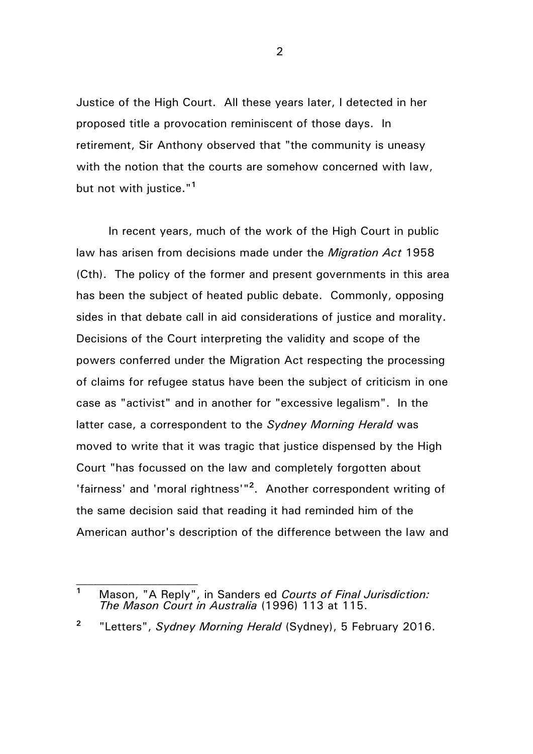Justice of the High Court. All these years later, I detected in her proposed title a provocation reminiscent of those days. In retirement, Sir Anthony observed that "the community is uneasy with the notion that the courts are somehow concerned with law, but not with justice."[1]

In recent years, much of the work of the High Court in public law has arisen from decisions made under the *Migration Act* 1958 (Cth). The policy of the former and present governments in this area has been the subject of heated public debate. Commonly, opposing sides in that debate call in aid considerations of justice and morality. Decisions of the Court interpreting the validity and scope of the powers conferred under the Migration Act respecting the processing of claims for refugee status have been the subject of criticism in one case as "activist" and in another for "excessive legalism". In the latter case, a correspondent to the *Sydney Morning Herald* was moved to write that it was tragic that justice dispensed by the High Court "has focussed on the law and completely forgotten about 'fairness' and 'moral rightness'"[2]. Another correspondent writing of the same decision said that reading it had reminded him of the American author's description of the difference between the law and

---

[1] Mason, "A Reply", in Sanders ed *Courts of Final Jurisdiction: The Mason Court in Australia* (1996) 113 at 115.

[2] "Letters", *Sydney Morning Herald* (Sydney), 5 February 2016.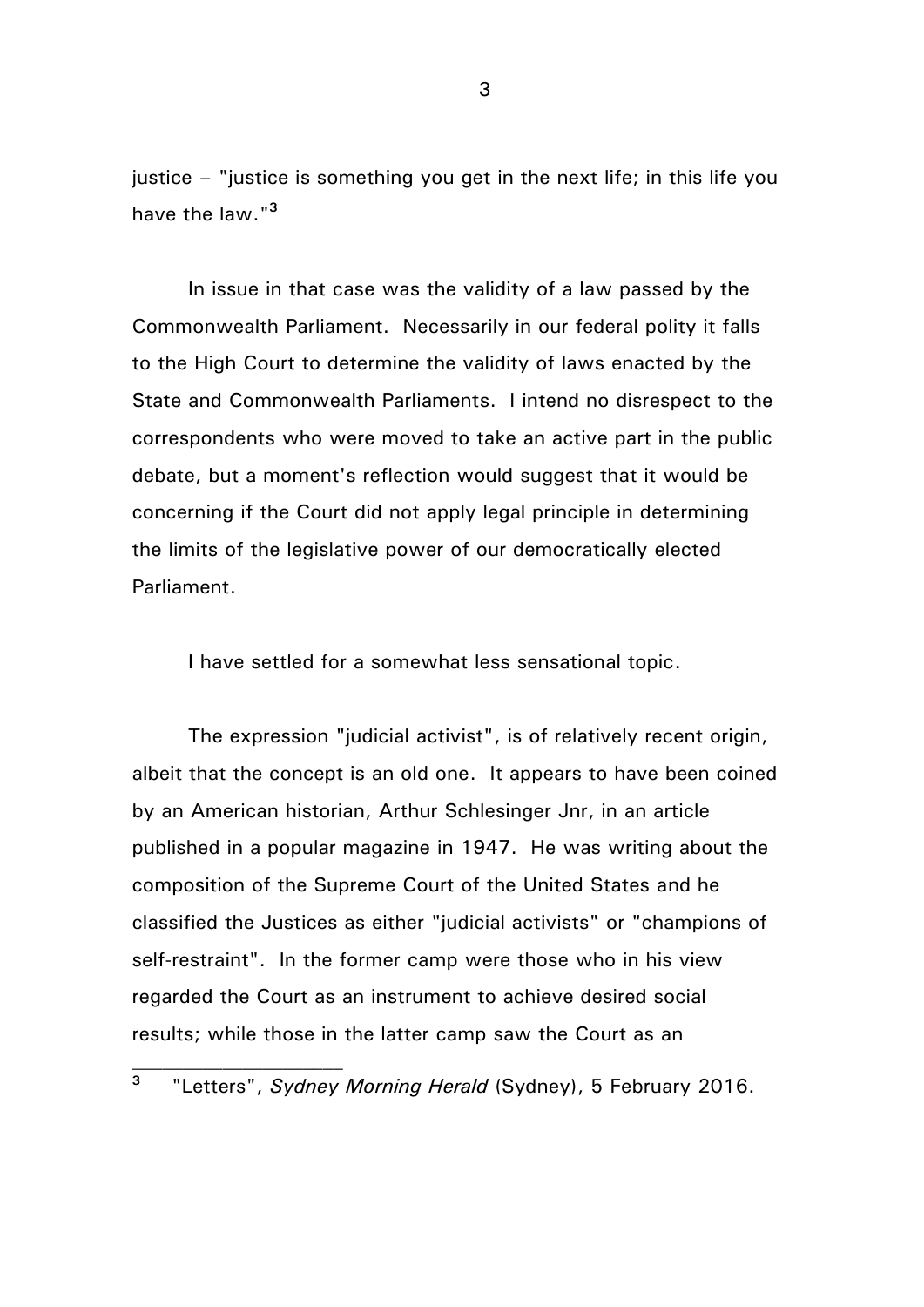justice – "justice is something you get in the next life; in this life you have the law."[3]

In issue in that case was the validity of a law passed by the Commonwealth Parliament. Necessarily in our federal polity it falls to the High Court to determine the validity of laws enacted by the State and Commonwealth Parliaments. I intend no disrespect to the correspondents who were moved to take an active part in the public debate, but a moment's reflection would suggest that it would be concerning if the Court did not apply legal principle in determining the limits of the legislative power of our democratically elected Parliament.

I have settled for a somewhat less sensational topic.

The expression "judicial activist", is of relatively recent origin, albeit that the concept is an old one. It appears to have been coined by an American historian, Arthur Schlesinger Jnr, in an article published in a popular magazine in 1947. He was writing about the composition of the Supreme Court of the United States and he classified the Justices as either "judicial activists" or "champions of self-restraint". In the former camp were those who in his view regarded the Court as an instrument to achieve desired social results; while those in the latter camp saw the Court as an

---

[3] "Letters", *Sydney Morning Herald* (Sydney), 5 February 2016.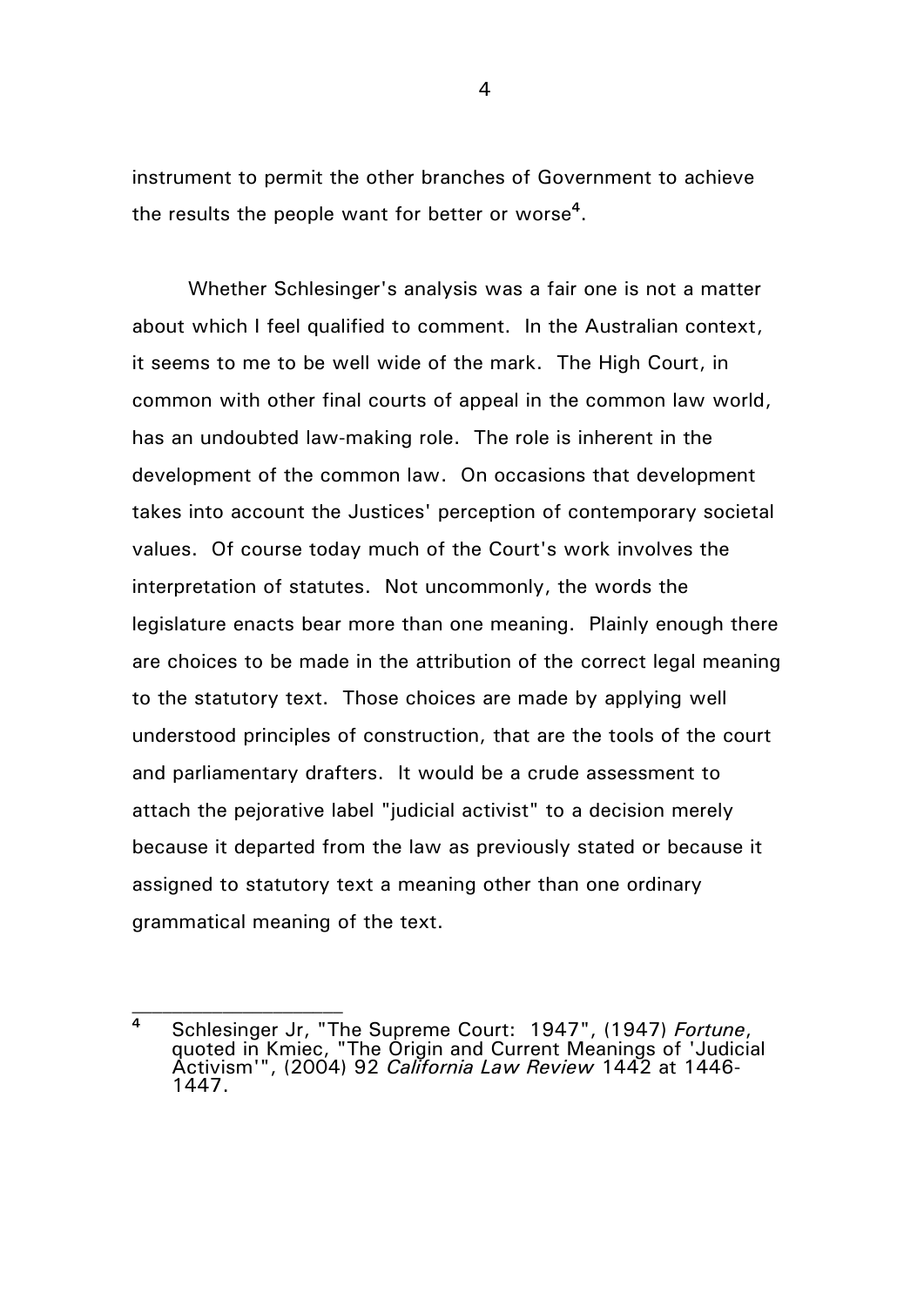instrument to permit the other branches of Government to achieve the results the people want for better or worse[4].

Whether Schlesinger's analysis was a fair one is not a matter about which I feel qualified to comment. In the Australian context, it seems to me to be well wide of the mark. The High Court, in common with other final courts of appeal in the common law world, has an undoubted law-making role. The role is inherent in the development of the common law. On occasions that development takes into account the Justices' perception of contemporary societal values. Of course today much of the Court's work involves the interpretation of statutes. Not uncommonly, the words the legislature enacts bear more than one meaning. Plainly enough there are choices to be made in the attribution of the correct legal meaning to the statutory text. Those choices are made by applying well understood principles of construction, that are the tools of the court and parliamentary drafters. It would be a crude assessment to attach the pejorative label "judicial activist" to a decision merely because it departed from the law as previously stated or because it assigned to statutory text a meaning other than one ordinary grammatical meaning of the text.

---

[4] Schlesinger Jr, "The Supreme Court: 1947", (1947) *Fortune*, quoted in Kmiec, "The Origin and Current Meanings of 'Judicial Activism'", (2004) 92 *California Law Review* 1442 at 1446-1447.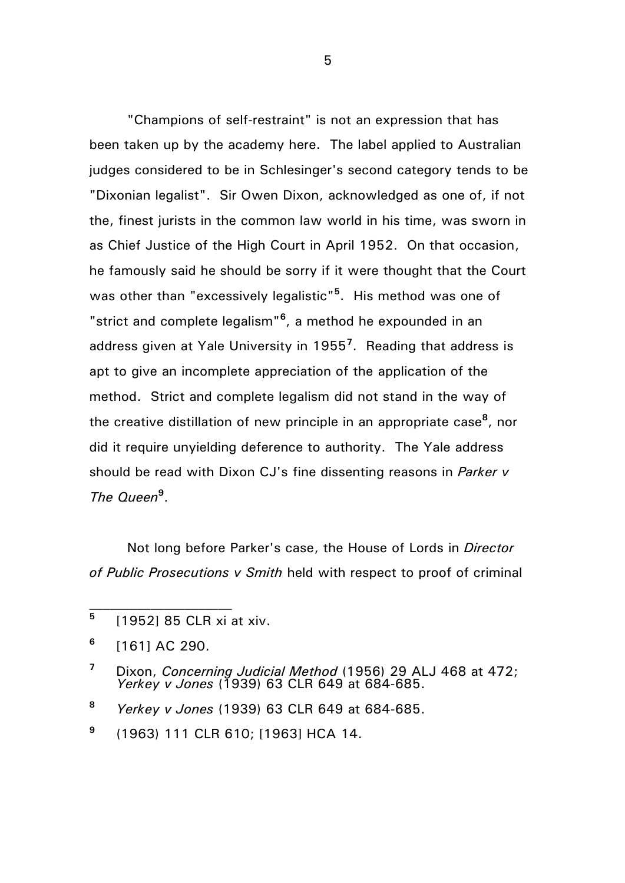"Champions of self-restraint" is not an expression that has been taken up by the academy here. The label applied to Australian judges considered to be in Schlesinger's second category tends to be "Dixonian legalist". Sir Owen Dixon, acknowledged as one of, if not the, finest jurists in the common law world in his time, was sworn in as Chief Justice of the High Court in April 1952. On that occasion, he famously said he should be sorry if it were thought that the Court was other than "excessively legalistic"[5]. His method was one of "strict and complete legalism"[6], a method he expounded in an address given at Yale University in 1955[7]. Reading that address is apt to give an incomplete appreciation of the application of the method. Strict and complete legalism did not stand in the way of the creative distillation of new principle in an appropriate case[8], nor did it require unyielding deference to authority. The Yale address should be read with Dixon CJ's fine dissenting reasons in *Parker v The Queen*[9].

Not long before Parker's case, the House of Lords in *Director of Public Prosecutions v Smith* held with respect to proof of criminal

---

[5] [1952] 85 CLR xi at xiv.

[6] [161] AC 290.

[7] Dixon, *Concerning Judicial Method* (1956) 29 ALJ 468 at 472; *Yerkey v Jones* (1939) 63 CLR 649 at 684-685.

[8] *Yerkey v Jones* (1939) 63 CLR 649 at 684-685.

[9] (1963) 111 CLR 610; [1963] HCA 14.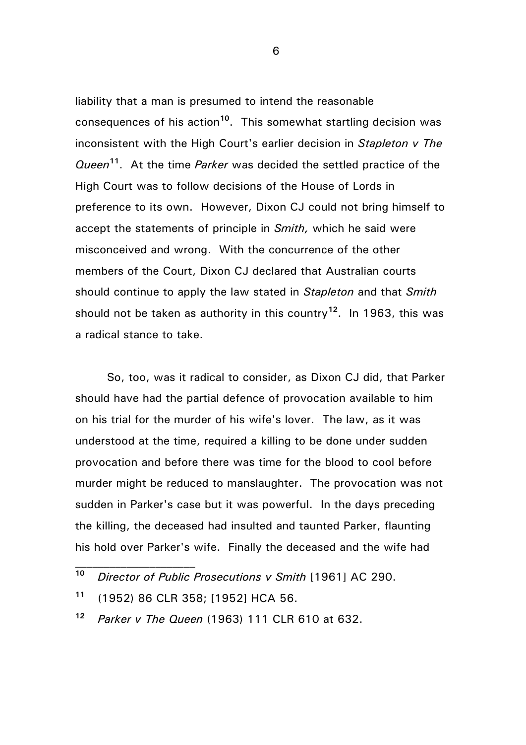liability that a man is presumed to intend the reasonable consequences of his action[10]. This somewhat startling decision was inconsistent with the High Court's earlier decision in *Stapleton v The Queen*[11]. At the time *Parker* was decided the settled practice of the High Court was to follow decisions of the House of Lords in preference to its own. However, Dixon CJ could not bring himself to accept the statements of principle in *Smith,* which he said were misconceived and wrong. With the concurrence of the other members of the Court, Dixon CJ declared that Australian courts should continue to apply the law stated in *Stapleton* and that *Smith* should not be taken as authority in this country[12]. In 1963, this was a radical stance to take.

So, too, was it radical to consider, as Dixon CJ did, that Parker should have had the partial defence of provocation available to him on his trial for the murder of his wife's lover. The law, as it was understood at the time, required a killing to be done under sudden provocation and before there was time for the blood to cool before murder might be reduced to manslaughter. The provocation was not sudden in Parker's case but it was powerful. In the days preceding the killing, the deceased had insulted and taunted Parker, flaunting his hold over Parker's wife. Finally the deceased and the wife had

---

[10] *Director of Public Prosecutions v Smith* [1961] AC 290.

[11] (1952) 86 CLR 358; [1952] HCA 56.

[12] *Parker v The Queen* (1963) 111 CLR 610 at 632.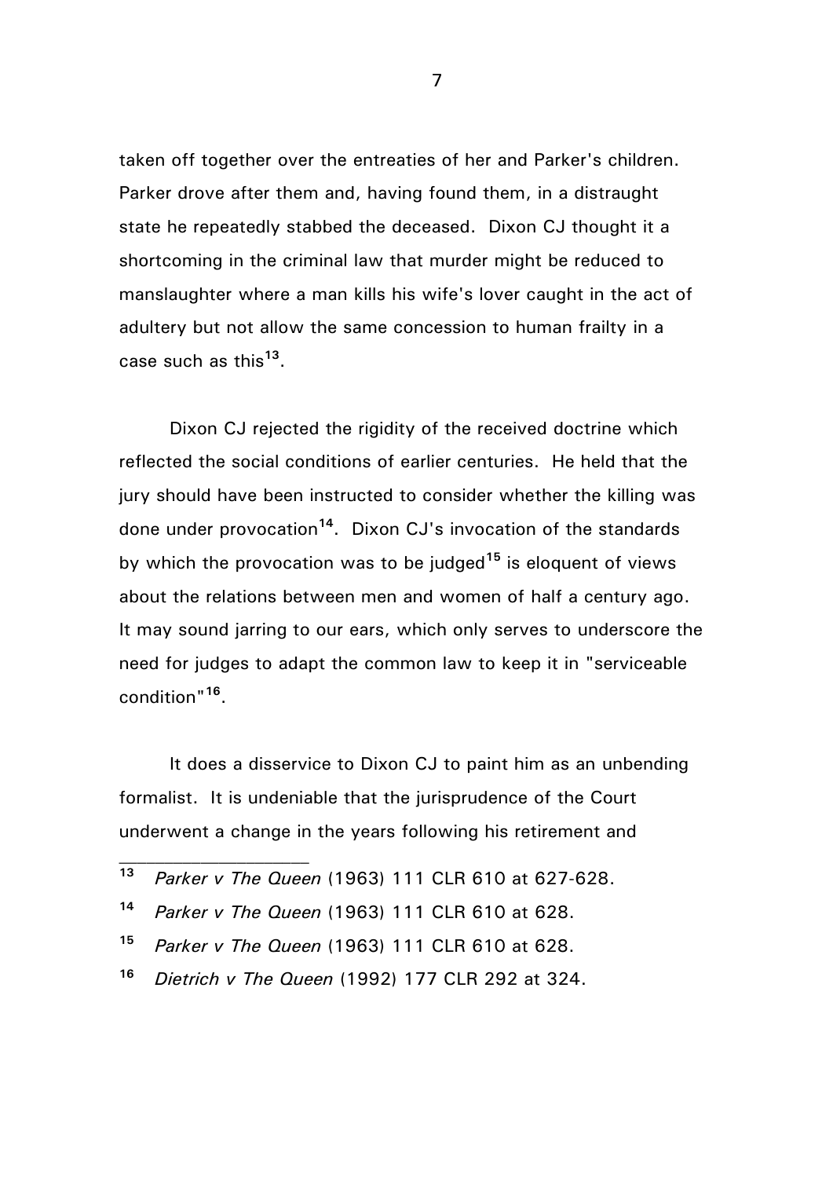taken off together over the entreaties of her and Parker's children. Parker drove after them and, having found them, in a distraught state he repeatedly stabbed the deceased. Dixon CJ thought it a shortcoming in the criminal law that murder might be reduced to manslaughter where a man kills his wife's lover caught in the act of adultery but not allow the same concession to human frailty in a case such as this[13].

Dixon CJ rejected the rigidity of the received doctrine which reflected the social conditions of earlier centuries. He held that the jury should have been instructed to consider whether the killing was done under provocation[14]. Dixon CJ's invocation of the standards by which the provocation was to be judged[15] is eloquent of views about the relations between men and women of half a century ago. It may sound jarring to our ears, which only serves to underscore the need for judges to adapt the common law to keep it in "serviceable condition"[16].

It does a disservice to Dixon CJ to paint him as an unbending formalist. It is undeniable that the jurisprudence of the Court underwent a change in the years following his retirement and

---

[13] *Parker v The Queen* (1963) 111 CLR 610 at 627-628.

[14] *Parker v The Queen* (1963) 111 CLR 610 at 628.

[15] *Parker v The Queen* (1963) 111 CLR 610 at 628.

[16] *Dietrich v The Queen* (1992) 177 CLR 292 at 324.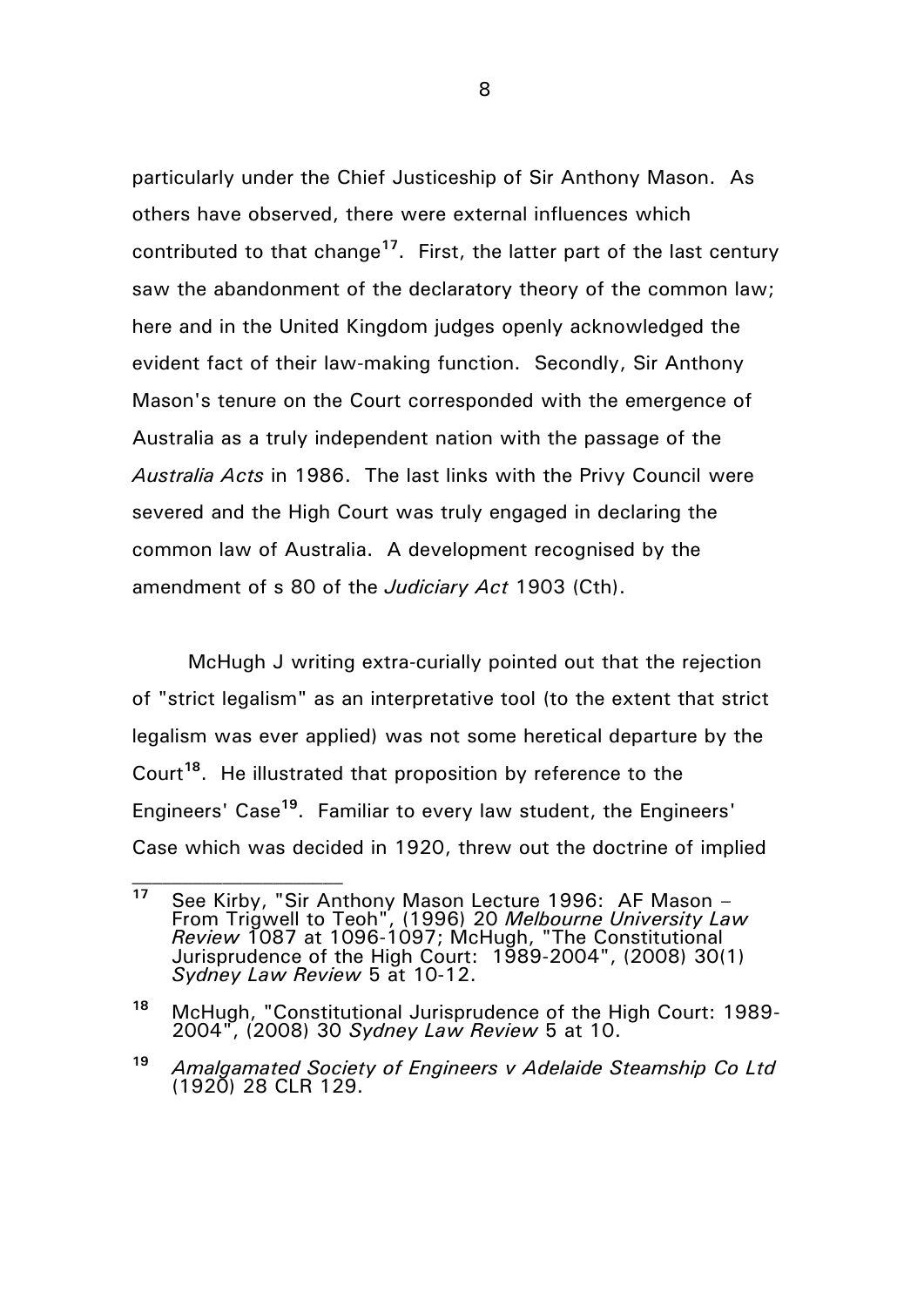particularly under the Chief Justiceship of Sir Anthony Mason. As others have observed, there were external influences which contributed to that change[17]. First, the latter part of the last century saw the abandonment of the declaratory theory of the common law; here and in the United Kingdom judges openly acknowledged the evident fact of their law-making function. Secondly, Sir Anthony Mason's tenure on the Court corresponded with the emergence of Australia as a truly independent nation with the passage of the *Australia Acts* in 1986. The last links with the Privy Council were severed and the High Court was truly engaged in declaring the common law of Australia. A development recognised by the amendment of s 80 of the *Judiciary Act* 1903 (Cth).

McHugh J writing extra-curially pointed out that the rejection of "strict legalism" as an interpretative tool (to the extent that strict legalism was ever applied) was not some heretical departure by the Court[18]. He illustrated that proposition by reference to the Engineers' Case[19]. Familiar to every law student, the Engineers' Case which was decided in 1920, threw out the doctrine of implied

---

[17] See Kirby, "Sir Anthony Mason Lecture 1996: AF Mason – From Trigwell to Teoh", (1996) 20 *Melbourne University Law Review* 1087 at 1096-1097; McHugh, "The Constitutional Jurisprudence of the High Court: 1989-2004", (2008) 30(1) *Sydney Law Review* 5 at 10-12.

[18] McHugh, "Constitutional Jurisprudence of the High Court: 1989-2004", (2008) 30 *Sydney Law Review* 5 at 10.

[19] *Amalgamated Society of Engineers v Adelaide Steamship Co Ltd* (1920) 28 CLR 129.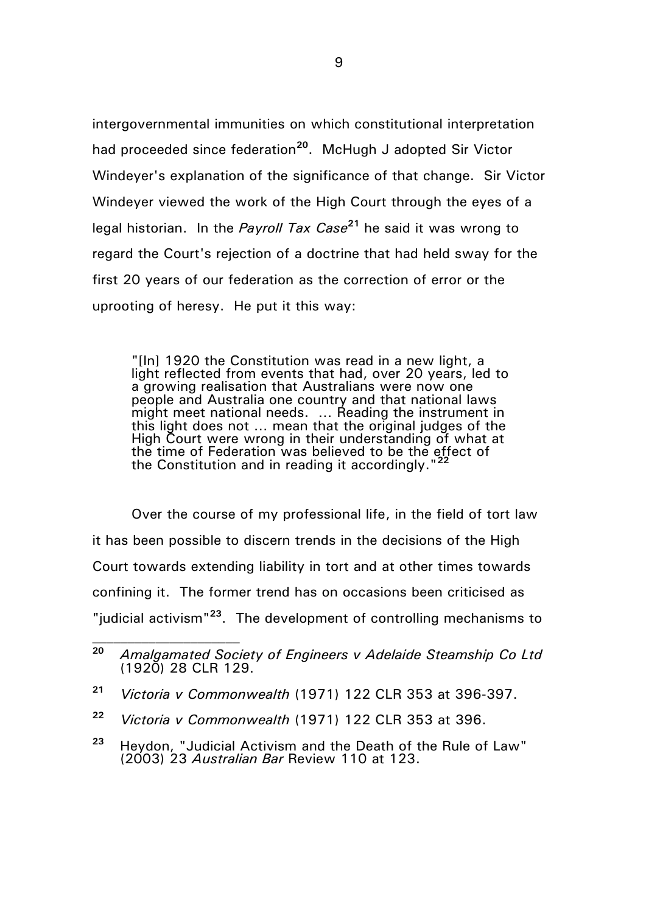intergovernmental immunities on which constitutional interpretation had proceeded since federation[20]. McHugh J adopted Sir Victor Windeyer's explanation of the significance of that change. Sir Victor Windeyer viewed the work of the High Court through the eyes of a legal historian. In the *Payroll Tax Case*[21] he said it was wrong to regard the Court's rejection of a doctrine that had held sway for the first 20 years of our federation as the correction of error or the uprooting of heresy. He put it this way:

> "[In] 1920 the Constitution was read in a new light, a light reflected from events that had, over 20 years, led to a growing realisation that Australians were now one people and Australia one country and that national laws might meet national needs. ... Reading the instrument in this light does not ... mean that the original judges of the High Court were wrong in their understanding of what at the time of Federation was believed to be the effect of the Constitution and in reading it accordingly."[22]

Over the course of my professional life, in the field of tort law it has been possible to discern trends in the decisions of the High Court towards extending liability in tort and at other times towards confining it. The former trend has on occasions been criticised as "judicial activism"[23]. The development of controlling mechanisms to

---

[20] *Amalgamated Society of Engineers v Adelaide Steamship Co Ltd* (1920) 28 CLR 129.

[21] *Victoria v Commonwealth* (1971) 122 CLR 353 at 396-397.

[22] *Victoria v Commonwealth* (1971) 122 CLR 353 at 396.

[23] Heydon, "Judicial Activism and the Death of the Rule of Law" (2003) 23 *Australian Bar* Review 110 at 123.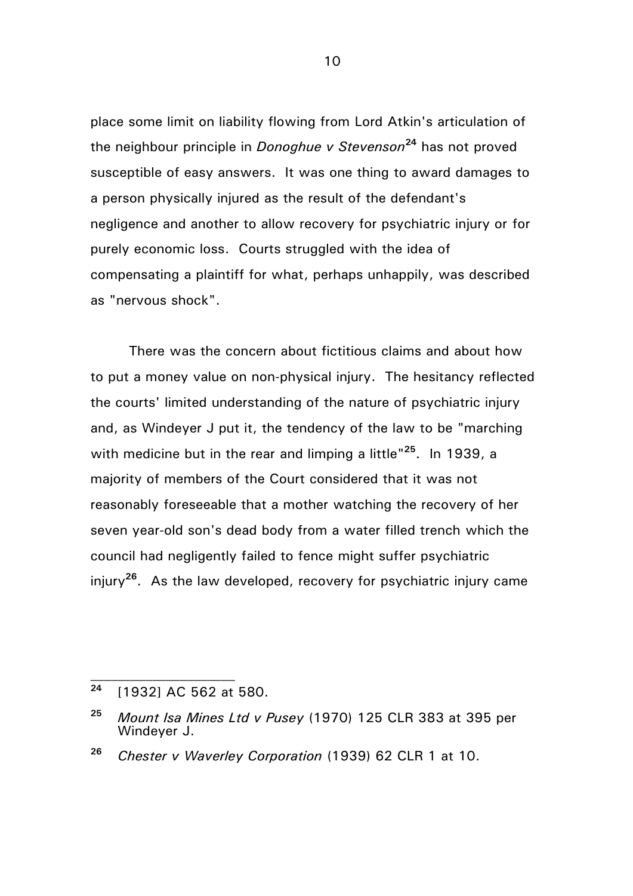place some limit on liability flowing from Lord Atkin's articulation of the neighbour principle in *Donoghue v Stevenson*[24] has not proved susceptible of easy answers. It was one thing to award damages to a person physically injured as the result of the defendant's negligence and another to allow recovery for psychiatric injury or for purely economic loss. Courts struggled with the idea of compensating a plaintiff for what, perhaps unhappily, was described as "nervous shock".

There was the concern about fictitious claims and about how to put a money value on non-physical injury. The hesitancy reflected the courts' limited understanding of the nature of psychiatric injury and, as Windeyer J put it, the tendency of the law to be "marching with medicine but in the rear and limping a little"[25]. In 1939, a majority of members of the Court considered that it was not reasonably foreseeable that a mother watching the recovery of her seven year-old son's dead body from a water filled trench which the council had negligently failed to fence might suffer psychiatric injury[26]. As the law developed, recovery for psychiatric injury came

---

[24] [1932] AC 562 at 580.

[25] *Mount Isa Mines Ltd v Pusey* (1970) 125 CLR 383 at 395 per Windeyer J.

[26] *Chester v Waverley Corporation* (1939) 62 CLR 1 at 10.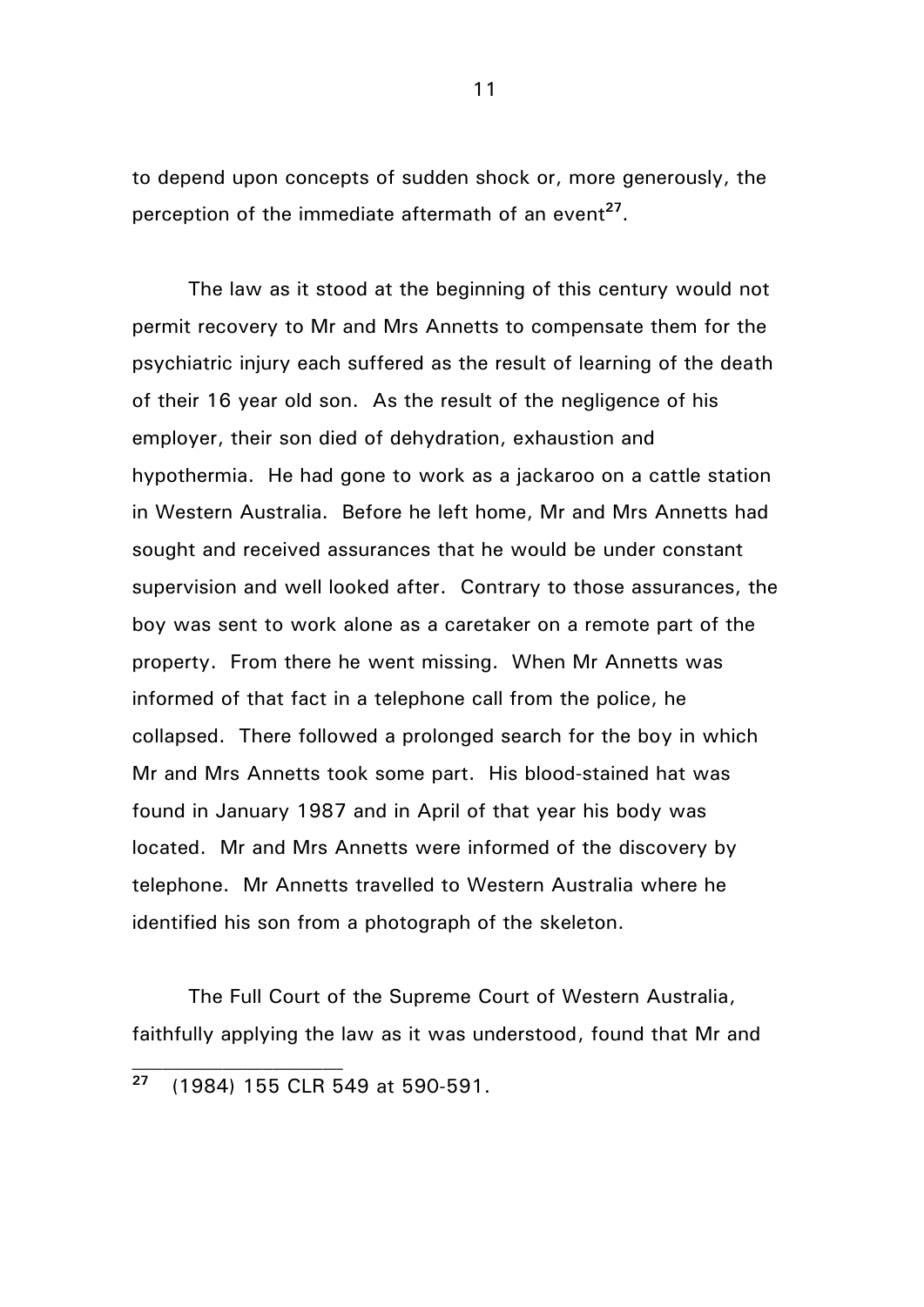to depend upon concepts of sudden shock or, more generously, the perception of the immediate aftermath of an event[27].

The law as it stood at the beginning of this century would not permit recovery to Mr and Mrs Annetts to compensate them for the psychiatric injury each suffered as the result of learning of the death of their 16 year old son. As the result of the negligence of his employer, their son died of dehydration, exhaustion and hypothermia. He had gone to work as a jackaroo on a cattle station in Western Australia. Before he left home, Mr and Mrs Annetts had sought and received assurances that he would be under constant supervision and well looked after. Contrary to those assurances, the boy was sent to work alone as a caretaker on a remote part of the property. From there he went missing. When Mr Annetts was informed of that fact in a telephone call from the police, he collapsed. There followed a prolonged search for the boy in which Mr and Mrs Annetts took some part. His blood-stained hat was found in January 1987 and in April of that year his body was located. Mr and Mrs Annetts were informed of the discovery by telephone. Mr Annetts travelled to Western Australia where he identified his son from a photograph of the skeleton.

The Full Court of the Supreme Court of Western Australia, faithfully applying the law as it was understood, found that Mr and

---

[27] (1984) 155 CLR 549 at 590-591.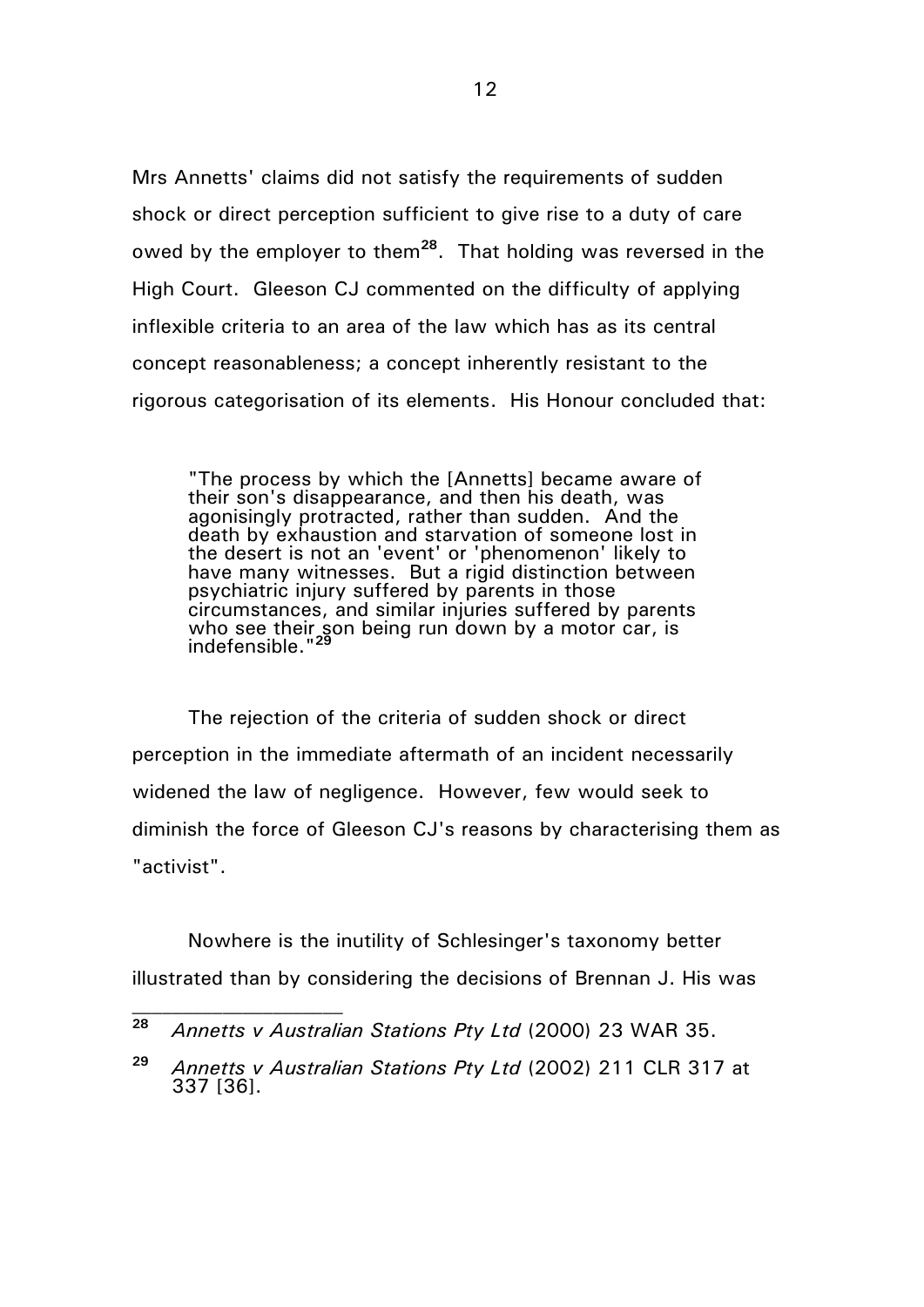Mrs Annetts' claims did not satisfy the requirements of sudden shock or direct perception sufficient to give rise to a duty of care owed by the employer to them[28]. That holding was reversed in the High Court. Gleeson CJ commented on the difficulty of applying inflexible criteria to an area of the law which has as its central concept reasonableness; a concept inherently resistant to the rigorous categorisation of its elements. His Honour concluded that:

> "The process by which the [Annetts] became aware of their son's disappearance, and then his death, was agonisingly protracted, rather than sudden. And the death by exhaustion and starvation of someone lost in the desert is not an 'event' or 'phenomenon' likely to have many witnesses. But a rigid distinction between psychiatric injury suffered by parents in those circumstances, and similar injuries suffered by parents who see their son being run down by a motor car, is indefensible."[29]

The rejection of the criteria of sudden shock or direct perception in the immediate aftermath of an incident necessarily widened the law of negligence. However, few would seek to diminish the force of Gleeson CJ's reasons by characterising them as "activist".

Nowhere is the inutility of Schlesinger's taxonomy better illustrated than by considering the decisions of Brennan J. His was

---

[28] *Annetts v Australian Stations Pty Ltd* (2000) 23 WAR 35.

[29] *Annetts v Australian Stations Pty Ltd* (2002) 211 CLR 317 at 337 [36].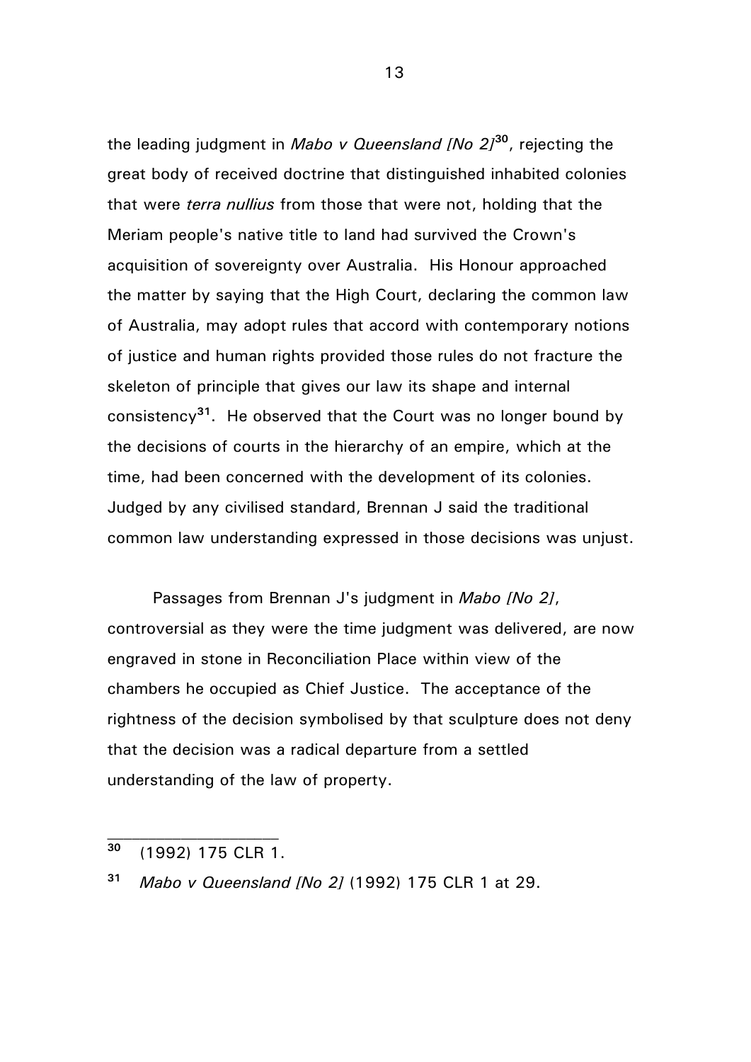the leading judgment in *Mabo v Queensland [No 2]*[30], rejecting the great body of received doctrine that distinguished inhabited colonies that were *terra nullius* from those that were not, holding that the Meriam people's native title to land had survived the Crown's acquisition of sovereignty over Australia. His Honour approached the matter by saying that the High Court, declaring the common law of Australia, may adopt rules that accord with contemporary notions of justice and human rights provided those rules do not fracture the skeleton of principle that gives our law its shape and internal consistency[31]. He observed that the Court was no longer bound by the decisions of courts in the hierarchy of an empire, which at the time, had been concerned with the development of its colonies. Judged by any civilised standard, Brennan J said the traditional common law understanding expressed in those decisions was unjust.

Passages from Brennan J's judgment in *Mabo [No 2]*, controversial as they were the time judgment was delivered, are now engraved in stone in Reconciliation Place within view of the chambers he occupied as Chief Justice. The acceptance of the rightness of the decision symbolised by that sculpture does not deny that the decision was a radical departure from a settled understanding of the law of property.

---

[30] (1992) 175 CLR 1.

[31] *Mabo v Queensland [No 2]* (1992) 175 CLR 1 at 29.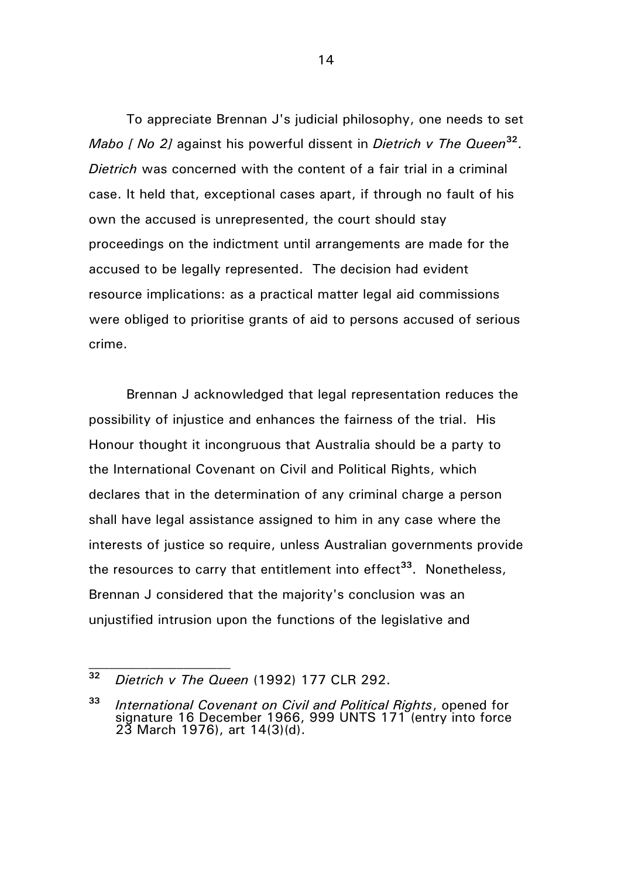To appreciate Brennan J's judicial philosophy, one needs to set *Mabo [ No 2]* against his powerful dissent in *Dietrich v The Queen*[32]. *Dietrich* was concerned with the content of a fair trial in a criminal case. It held that, exceptional cases apart, if through no fault of his own the accused is unrepresented, the court should stay proceedings on the indictment until arrangements are made for the accused to be legally represented. The decision had evident resource implications: as a practical matter legal aid commissions were obliged to prioritise grants of aid to persons accused of serious crime.

Brennan J acknowledged that legal representation reduces the possibility of injustice and enhances the fairness of the trial. His Honour thought it incongruous that Australia should be a party to the International Covenant on Civil and Political Rights, which declares that in the determination of any criminal charge a person shall have legal assistance assigned to him in any case where the interests of justice so require, unless Australian governments provide the resources to carry that entitlement into effect[33]. Nonetheless, Brennan J considered that the majority's conclusion was an unjustified intrusion upon the functions of the legislative and

---

[32] *Dietrich v The Queen* (1992) 177 CLR 292.

[33] *International Covenant on Civil and Political Rights*, opened for signature 16 December 1966, 999 UNTS 171 (entry into force 23 March 1976), art 14(3)(d).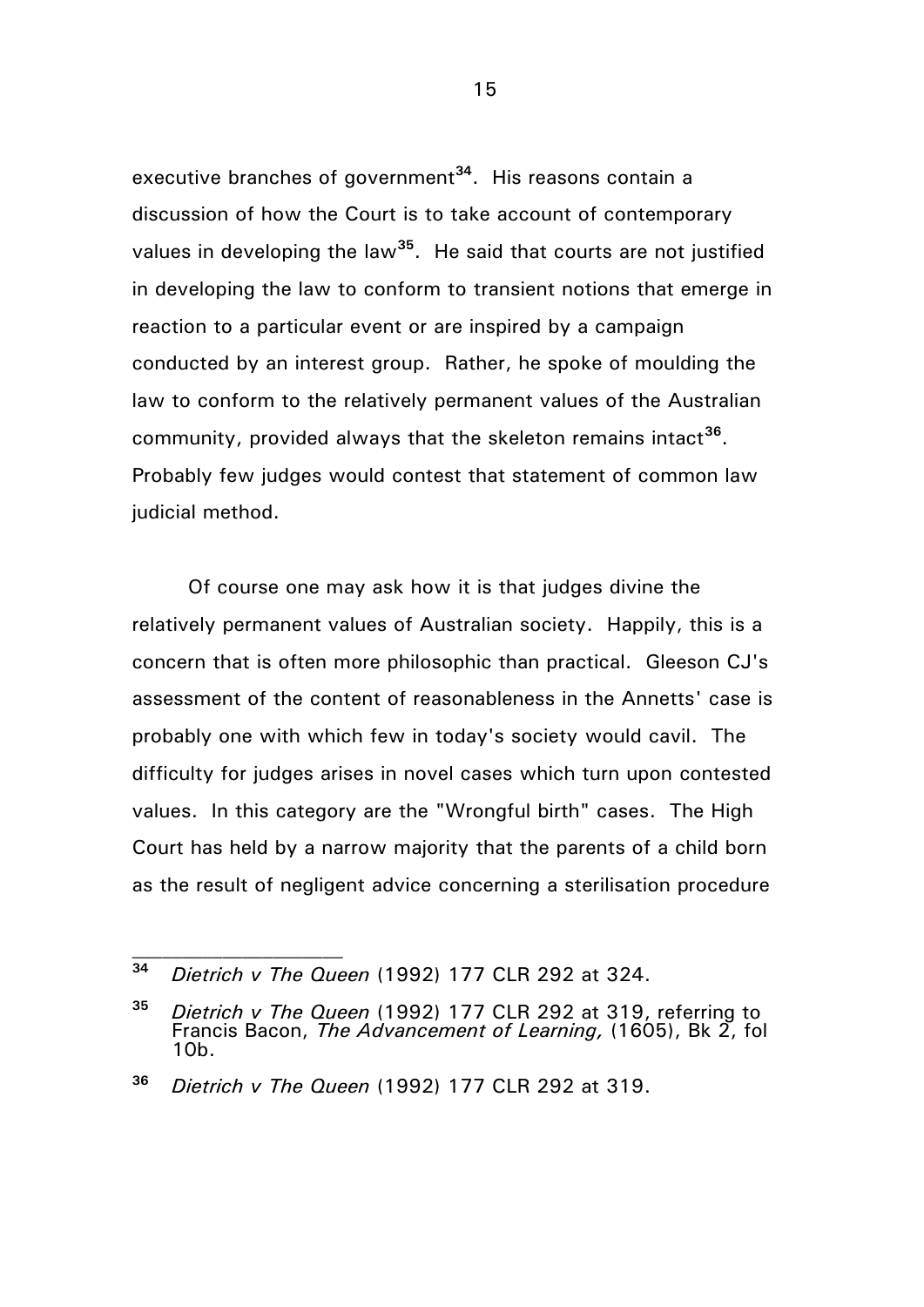executive branches of government[34]. His reasons contain a discussion of how the Court is to take account of contemporary values in developing the law[35]. He said that courts are not justified in developing the law to conform to transient notions that emerge in reaction to a particular event or are inspired by a campaign conducted by an interest group. Rather, he spoke of moulding the law to conform to the relatively permanent values of the Australian community, provided always that the skeleton remains intact[36]. Probably few judges would contest that statement of common law judicial method.

Of course one may ask how it is that judges divine the relatively permanent values of Australian society. Happily, this is a concern that is often more philosophic than practical. Gleeson CJ's assessment of the content of reasonableness in the Annetts' case is probably one with which few in today's society would cavil. The difficulty for judges arises in novel cases which turn upon contested values. In this category are the "Wrongful birth" cases. The High Court has held by a narrow majority that the parents of a child born as the result of negligent advice concerning a sterilisation procedure

---

[34] *Dietrich v The Queen* (1992) 177 CLR 292 at 324.

[35] *Dietrich v The Queen* (1992) 177 CLR 292 at 319, referring to Francis Bacon, *The Advancement of Learning,* (1605), Bk 2, fol 10b.

[36] *Dietrich v The Queen* (1992) 177 CLR 292 at 319.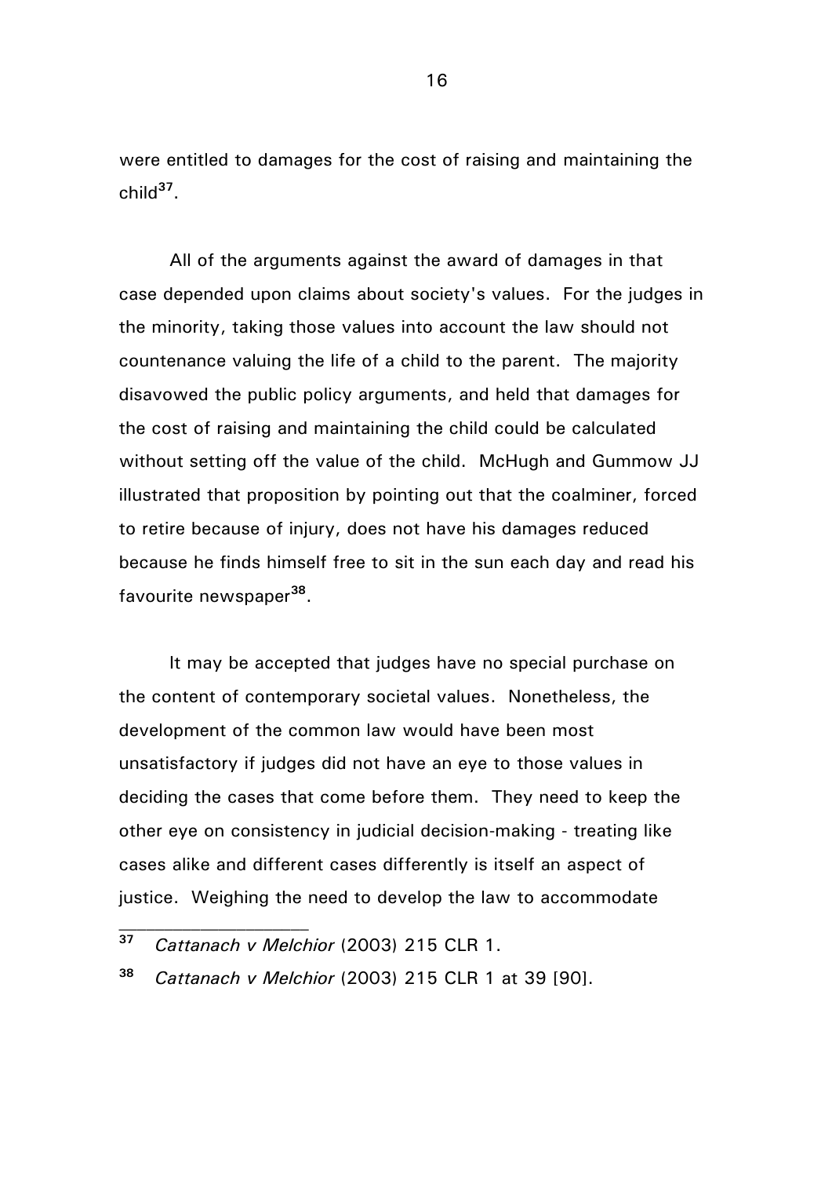were entitled to damages for the cost of raising and maintaining the child[37].

All of the arguments against the award of damages in that case depended upon claims about society's values. For the judges in the minority, taking those values into account the law should not countenance valuing the life of a child to the parent. The majority disavowed the public policy arguments, and held that damages for the cost of raising and maintaining the child could be calculated without setting off the value of the child. McHugh and Gummow JJ illustrated that proposition by pointing out that the coalminer, forced to retire because of injury, does not have his damages reduced because he finds himself free to sit in the sun each day and read his favourite newspaper[38].

It may be accepted that judges have no special purchase on the content of contemporary societal values. Nonetheless, the development of the common law would have been most unsatisfactory if judges did not have an eye to those values in deciding the cases that come before them. They need to keep the other eye on consistency in judicial decision-making - treating like cases alike and different cases differently is itself an aspect of justice. Weighing the need to develop the law to accommodate

---

[37] *Cattanach v Melchior* (2003) 215 CLR 1.

[38] *Cattanach v Melchior* (2003) 215 CLR 1 at 39 [90].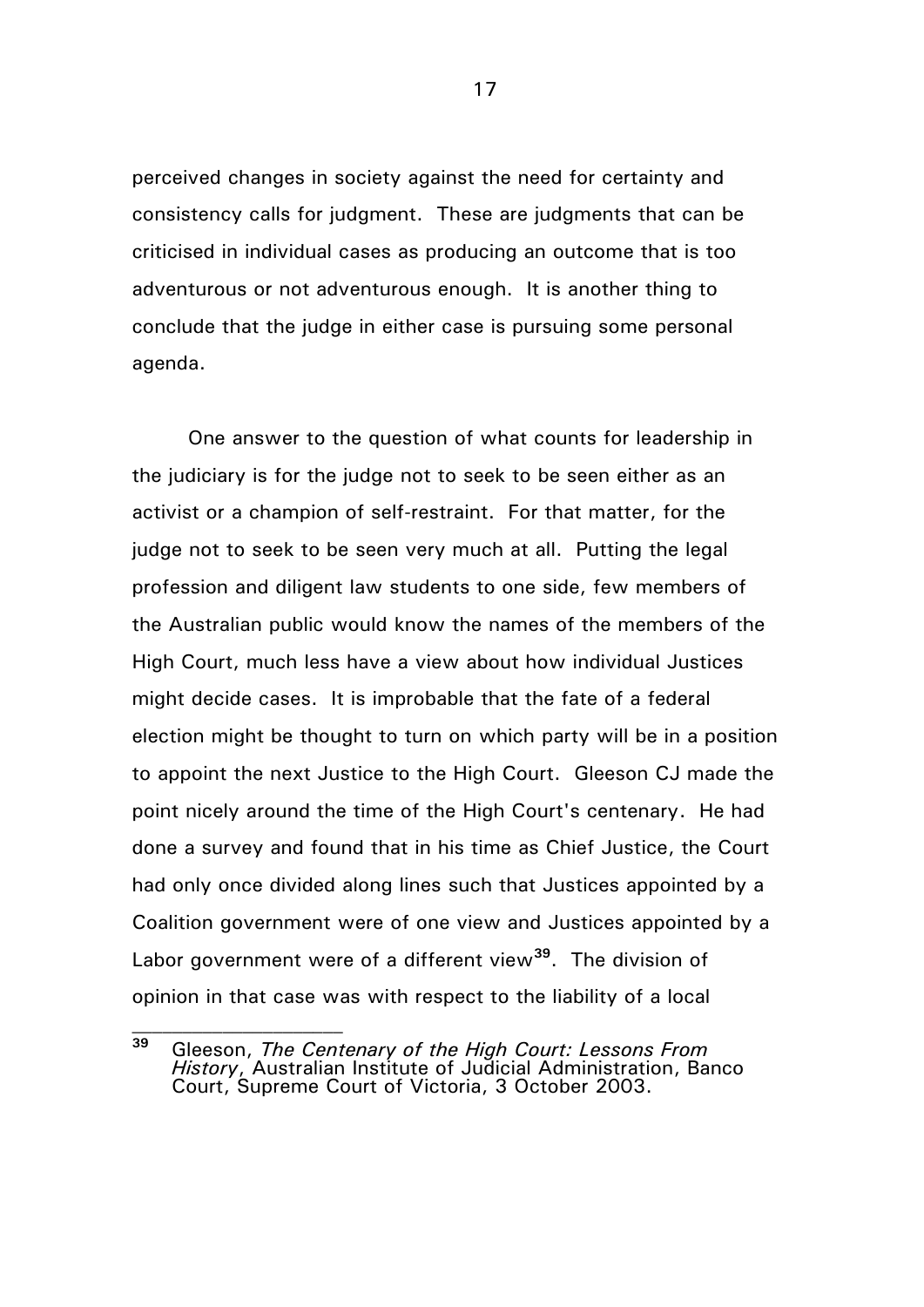perceived changes in society against the need for certainty and consistency calls for judgment. These are judgments that can be criticised in individual cases as producing an outcome that is too adventurous or not adventurous enough. It is another thing to conclude that the judge in either case is pursuing some personal agenda.

One answer to the question of what counts for leadership in the judiciary is for the judge not to seek to be seen either as an activist or a champion of self-restraint. For that matter, for the judge not to seek to be seen very much at all. Putting the legal profession and diligent law students to one side, few members of the Australian public would know the names of the members of the High Court, much less have a view about how individual Justices might decide cases. It is improbable that the fate of a federal election might be thought to turn on which party will be in a position to appoint the next Justice to the High Court. Gleeson CJ made the point nicely around the time of the High Court's centenary. He had done a survey and found that in his time as Chief Justice, the Court had only once divided along lines such that Justices appointed by a Coalition government were of one view and Justices appointed by a Labor government were of a different view[39]. The division of opinion in that case was with respect to the liability of a local

---

[39] Gleeson, *The Centenary of the High Court: Lessons From History*, Australian Institute of Judicial Administration, Banco Court, Supreme Court of Victoria, 3 October 2003.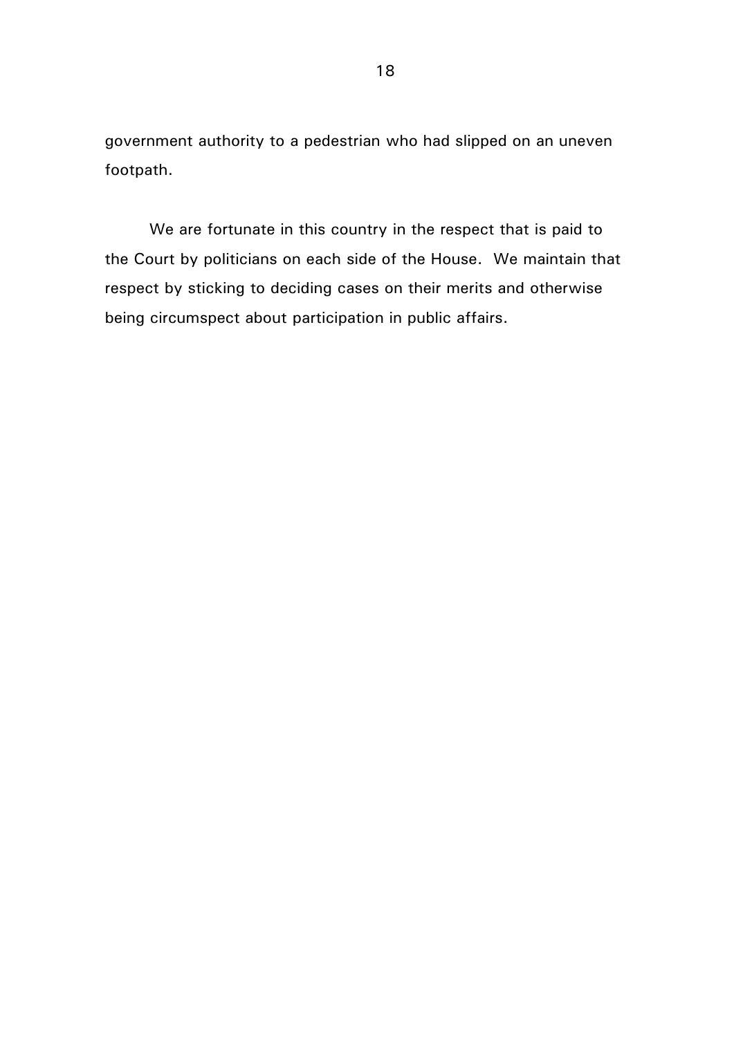government authority to a pedestrian who had slipped on an uneven footpath.

We are fortunate in this country in the respect that is paid to the Court by politicians on each side of the House. We maintain that respect by sticking to deciding cases on their merits and otherwise being circumspect about participation in public affairs.